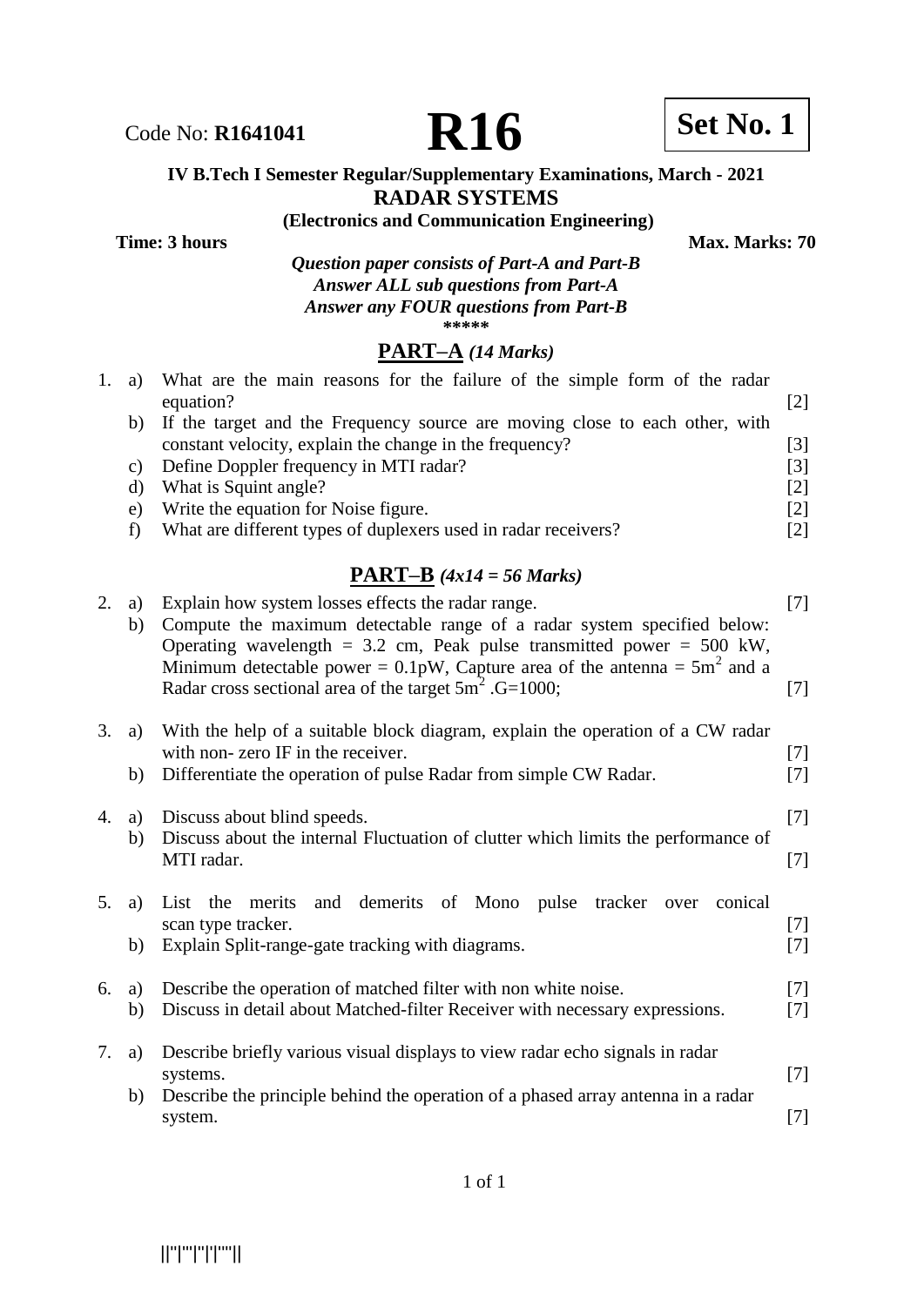Code No: **R1641041**

# R16

**Set No. 1**

**IV B.Tech I Semester Regular/Supplementary Examinations, March - 2021**

## RADAR SYSTEMS

**(Electronics and Communication Engineering)**

**Time: 3 hours** **Max. Marks: 70**

***Question paper consists of Part-A and Part-B***
***Answer ALL sub questions from Part-A***
***Answer any FOUR questions from Part-B***

\*\*\*\*\*

## PART–A *(14 Marks)*

1. a) What are the main reasons for the failure of the simple form of the radar equation? [2]
   b) If the target and the Frequency source are moving close to each other, with constant velocity, explain the change in the frequency? [3]
   c) Define Doppler frequency in MTI radar? [3]
   d) What is Squint angle? [2]
   e) Write the equation for Noise figure. [2]
   f) What are different types of duplexers used in radar receivers? [2]

## PART–B *(4x14 = 56 Marks)*

2. a) Explain how system losses effects the radar range. [7]
   b) Compute the maximum detectable range of a radar system specified below: Operating wavelength = 3.2 cm, Peak pulse transmitted power = 500 kW, Minimum detectable power = 0.1pW, Capture area of the antenna = $5m^2$ and a Radar cross sectional area of the target $5m^2$ .G=1000; [7]

3. a) With the help of a suitable block diagram, explain the operation of a CW radar with non- zero IF in the receiver. [7]
   b) Differentiate the operation of pulse Radar from simple CW Radar. [7]

4. a) Discuss about blind speeds. [7]
   b) Discuss about the internal Fluctuation of clutter which limits the performance of MTI radar. [7]

5. a) List the merits and demerits of Mono pulse tracker over conical scan type tracker. [7]
   b) Explain Split-range-gate tracking with diagrams. [7]

6. a) Describe the operation of matched filter with non white noise. [7]
   b) Discuss in detail about Matched-filter Receiver with necessary expressions. [7]

7. a) Describe briefly various visual displays to view radar echo signals in radar systems. [7]
   b) Describe the principle behind the operation of a phased array antenna in a radar system. [7]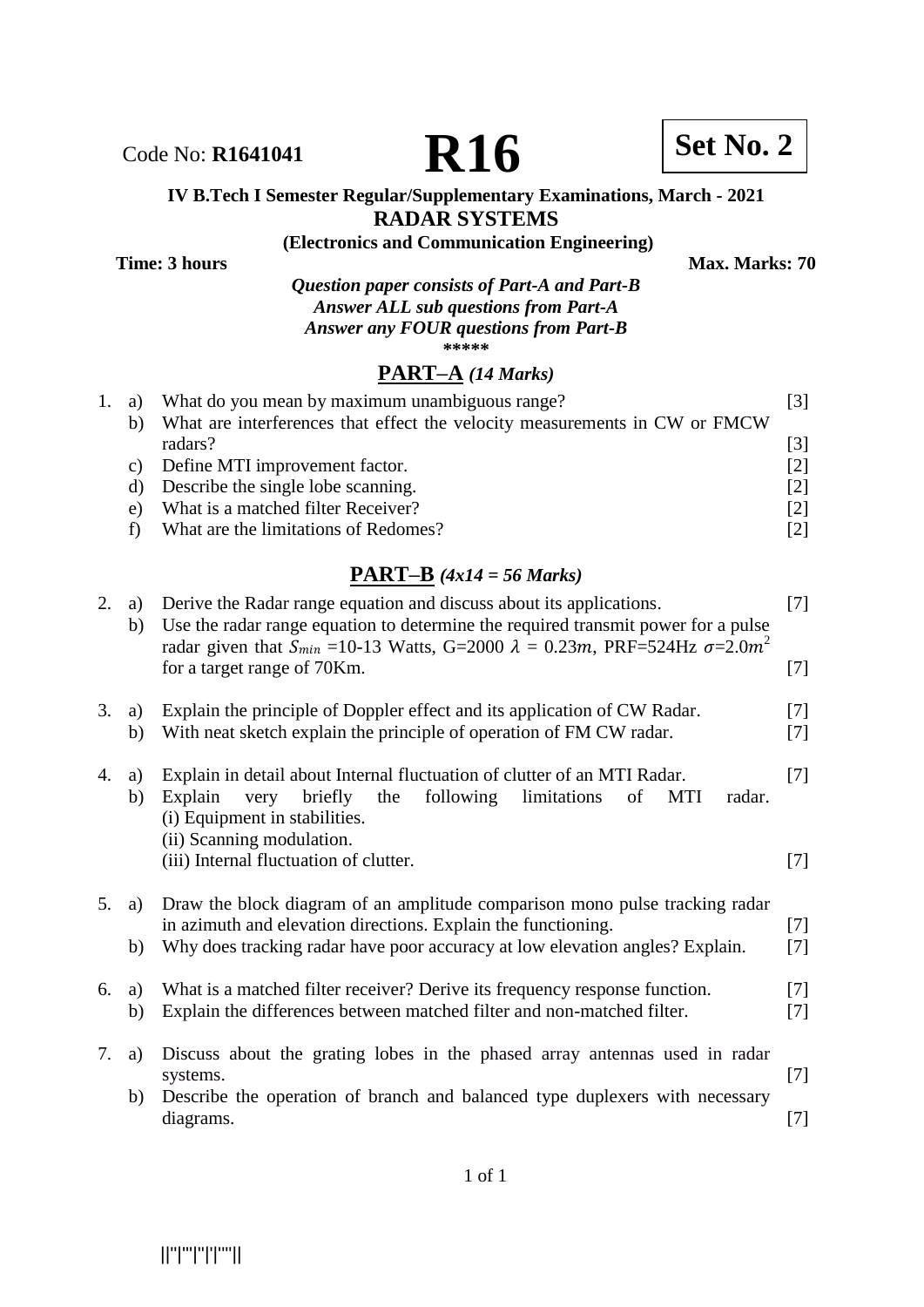Code No: **R1641041** **R16** **Set No. 2**

**IV B.Tech I Semester Regular/Supplementary Examinations, March - 2021**

## RADAR SYSTEMS

**(Electronics and Communication Engineering)**

**Time: 3 hours** **Max. Marks: 70**

***Question paper consists of Part-A and Part-B***
***Answer ALL sub questions from Part-A***
***Answer any FOUR questions from Part-B***

\*\*\*\*\*

## PART–A *(14 Marks)*

1. a) What do you mean by maximum unambiguous range? [3]
   b) What are interferences that effect the velocity measurements in CW or FMCW radars? [3]
   c) Define MTI improvement factor. [2]
   d) Describe the single lobe scanning. [2]
   e) What is a matched filter Receiver? [2]
   f) What are the limitations of Redomes? [2]

## PART–B *(4x14 = 56 Marks)*

2. a) Derive the Radar range equation and discuss about its applications. [7]
   b) Use the radar range equation to determine the required transmit power for a pulse radar given that $S_{min}$ =10-13 Watts, G=2000 $\lambda = 0.23m$, PRF=524Hz $\sigma$=2.0$m^2$ for a target range of 70Km. [7]

3. a) Explain the principle of Doppler effect and its application of CW Radar. [7]
   b) With neat sketch explain the principle of operation of FM CW radar. [7]

4. a) Explain in detail about Internal fluctuation of clutter of an MTI Radar. [7]
   b) Explain very briefly the following limitations of MTI radar.
      (i) Equipment in stabilities.
      (ii) Scanning modulation.
      (iii) Internal fluctuation of clutter. [7]

5. a) Draw the block diagram of an amplitude comparison mono pulse tracking radar in azimuth and elevation directions. Explain the functioning. [7]
   b) Why does tracking radar have poor accuracy at low elevation angles? Explain. [7]

6. a) What is a matched filter receiver? Derive its frequency response function. [7]
   b) Explain the differences between matched filter and non-matched filter. [7]

7. a) Discuss about the grating lobes in the phased array antennas used in radar systems. [7]
   b) Describe the operation of branch and balanced type duplexers with necessary diagrams. [7]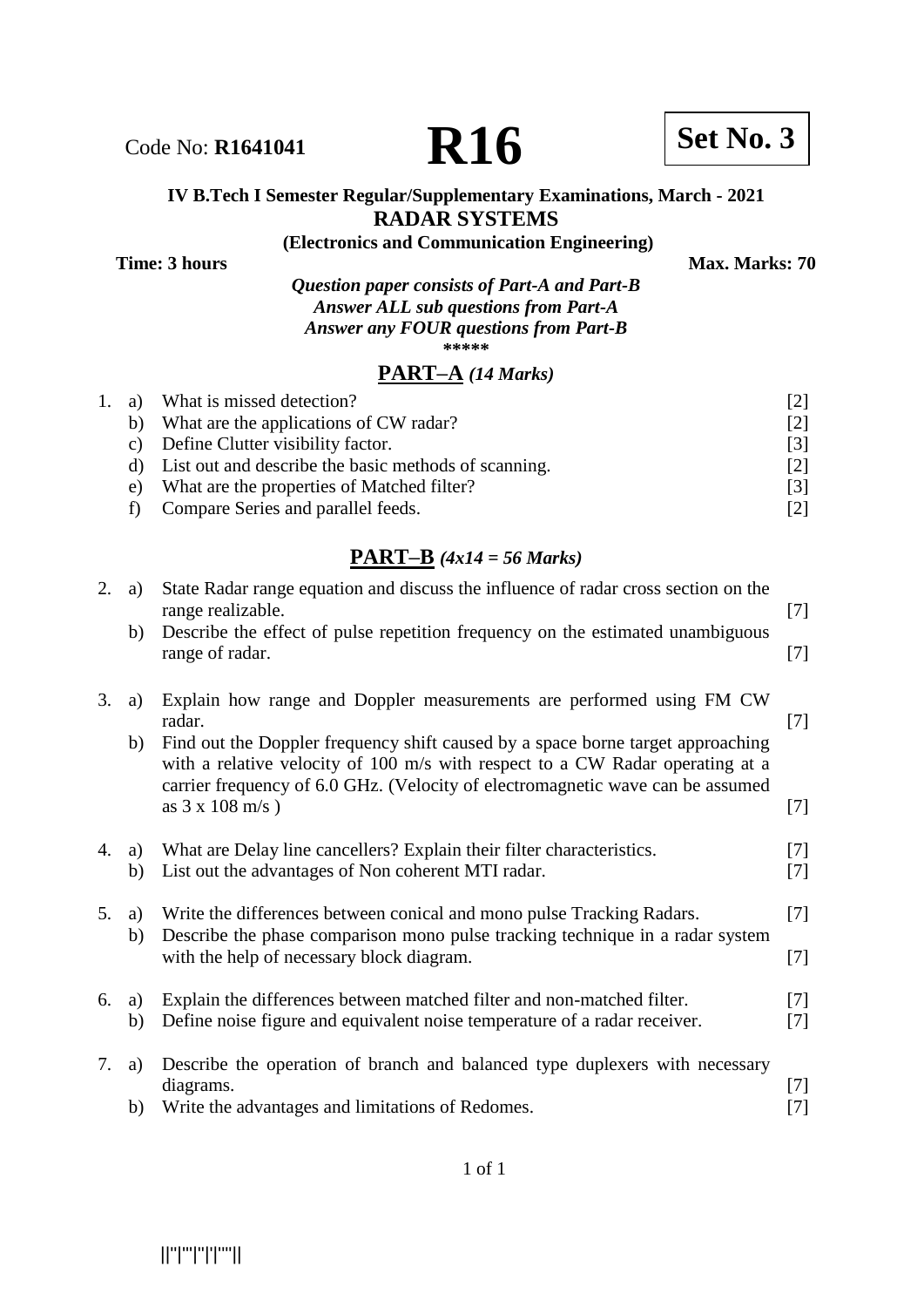Code No: **R1641041** **R16** **Set No. 3**

**IV B.Tech I Semester Regular/Supplementary Examinations, March - 2021**

## RADAR SYSTEMS

**(Electronics and Communication Engineering)**

**Time: 3 hours** **Max. Marks: 70**

***Question paper consists of Part-A and Part-B***
***Answer ALL sub questions from Part-A***
***Answer any FOUR questions from Part-B***

*****

## PART–A *(14 Marks)*

1. a) What is missed detection? [2]
   b) What are the applications of CW radar? [2]
   c) Define Clutter visibility factor. [3]
   d) List out and describe the basic methods of scanning. [2]
   e) What are the properties of Matched filter? [3]
   f) Compare Series and parallel feeds. [2]

## PART–B *(4x14 = 56 Marks)*

2. a) State Radar range equation and discuss the influence of radar cross section on the range realizable. [7]
   b) Describe the effect of pulse repetition frequency on the estimated unambiguous range of radar. [7]

3. a) Explain how range and Doppler measurements are performed using FM CW radar. [7]
   b) Find out the Doppler frequency shift caused by a space borne target approaching with a relative velocity of 100 m/s with respect to a CW Radar operating at a carrier frequency of 6.0 GHz. (Velocity of electromagnetic wave can be assumed as 3 x 108 m/s ) [7]

4. a) What are Delay line cancellers? Explain their filter characteristics. [7]
   b) List out the advantages of Non coherent MTI radar. [7]

5. a) Write the differences between conical and mono pulse Tracking Radars. [7]
   b) Describe the phase comparison mono pulse tracking technique in a radar system with the help of necessary block diagram. [7]

6. a) Explain the differences between matched filter and non-matched filter. [7]
   b) Define noise figure and equivalent noise temperature of a radar receiver. [7]

7. a) Describe the operation of branch and balanced type duplexers with necessary diagrams. [7]
   b) Write the advantages and limitations of Redomes. [7]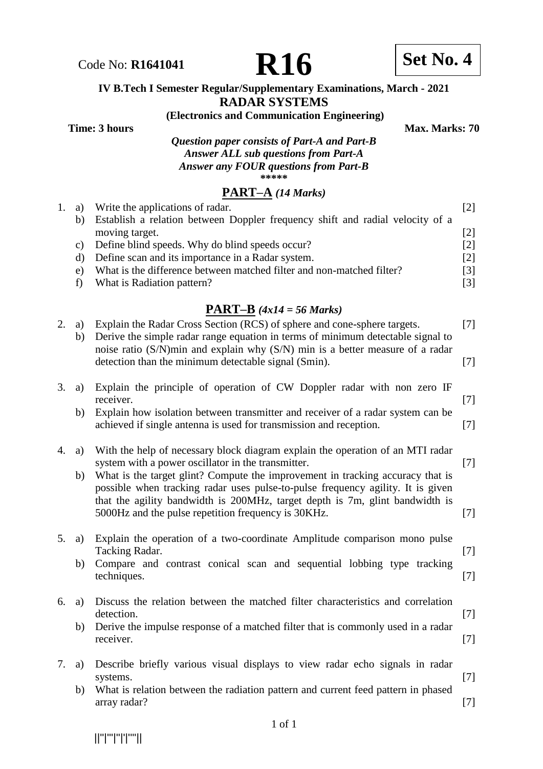Code No: **R1641041** **R16** **Set No. 4**

**IV B.Tech I Semester Regular/Supplementary Examinations, March - 2021**
**RADAR SYSTEMS**
**(Electronics and Communication Engineering)**

**Time: 3 hours** **Max. Marks: 70**

***Question paper consists of Part-A and Part-B***
***Answer ALL sub questions from Part-A***
***Answer any FOUR questions from Part-B***

\*\*\*\*\*

## PART–A *(14 Marks)*

1. a) Write the applications of radar. [2]
   b) Establish a relation between Doppler frequency shift and radial velocity of a moving target. [2]
   c) Define blind speeds. Why do blind speeds occur? [2]
   d) Define scan and its importance in a Radar system. [2]
   e) What is the difference between matched filter and non-matched filter? [3]
   f) What is Radiation pattern? [3]

## PART–B *(4x14 = 56 Marks)*

2. a) Explain the Radar Cross Section (RCS) of sphere and cone-sphere targets. [7]
   b) Derive the simple radar range equation in terms of minimum detectable signal to noise ratio (S/N)min and explain why (S/N) min is a better measure of a radar detection than the minimum detectable signal (Smin). [7]

3. a) Explain the principle of operation of CW Doppler radar with non zero IF receiver. [7]
   b) Explain how isolation between transmitter and receiver of a radar system can be achieved if single antenna is used for transmission and reception. [7]

4. a) With the help of necessary block diagram explain the operation of an MTI radar system with a power oscillator in the transmitter. [7]
   b) What is the target glint? Compute the improvement in tracking accuracy that is possible when tracking radar uses pulse-to-pulse frequency agility. It is given that the agility bandwidth is 200MHz, target depth is 7m, glint bandwidth is 5000Hz and the pulse repetition frequency is 30KHz. [7]

5. a) Explain the operation of a two-coordinate Amplitude comparison mono pulse Tacking Radar. [7]
   b) Compare and contrast conical scan and sequential lobbing type tracking techniques. [7]

6. a) Discuss the relation between the matched filter characteristics and correlation detection. [7]
   b) Derive the impulse response of a matched filter that is commonly used in a radar receiver. [7]

7. a) Describe briefly various visual displays to view radar echo signals in radar systems. [7]
   b) What is relation between the radiation pattern and current feed pattern in phased array radar? [7]